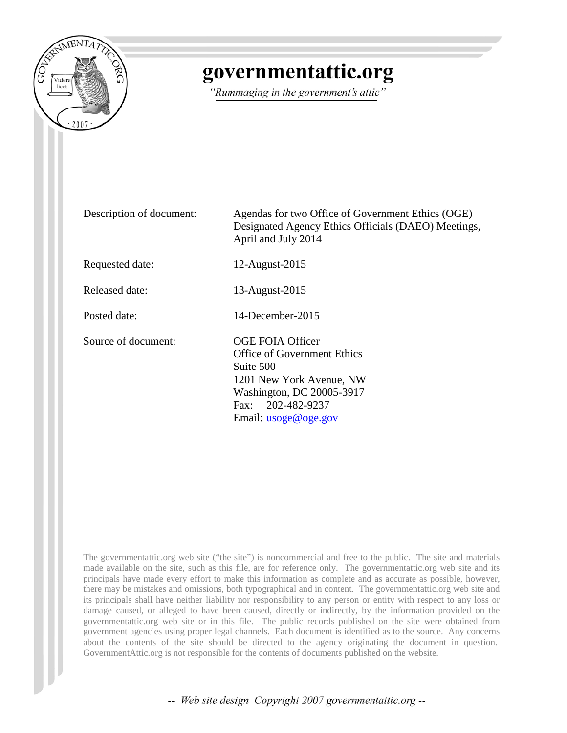# governmentattic.org

*"Rummaging in the government's attic"*

| | |
|---|---|
| Description of document: | Agendas for two Office of Government Ethics (OGE) Designated Agency Ethics Officials (DAEO) Meetings, April and July 2014 |
| Requested date: | 12-August-2015 |
| Released date: | 13-August-2015 |
| Posted date: | 14-December-2015 |
| Source of document: | OGE FOIA Officer<br>Office of Government Ethics<br>Suite 500<br>1201 New York Avenue, NW<br>Washington, DC 20005-3917<br>Fax: 202-482-9237<br>Email: usoge@oge.gov |

The governmentattic.org web site ("the site") is noncommercial and free to the public. The site and materials made available on the site, such as this file, are for reference only. The governmentattic.org web site and its principals have made every effort to make this information as complete and as accurate as possible, however, there may be mistakes and omissions, both typographical and in content. The governmentattic.org web site and its principals shall have neither liability nor responsibility to any person or entity with respect to any loss or damage caused, or alleged to have been caused, directly or indirectly, by the information provided on the governmentattic.org web site or in this file. The public records published on the site were obtained from government agencies using proper legal channels. Each document is identified as to the source. Any concerns about the contents of the site should be directed to the agency originating the document in question. GovernmentAttic.org is not responsible for the contents of documents published on the website.

*-- Web site design Copyright 2007 governmentattic.org --*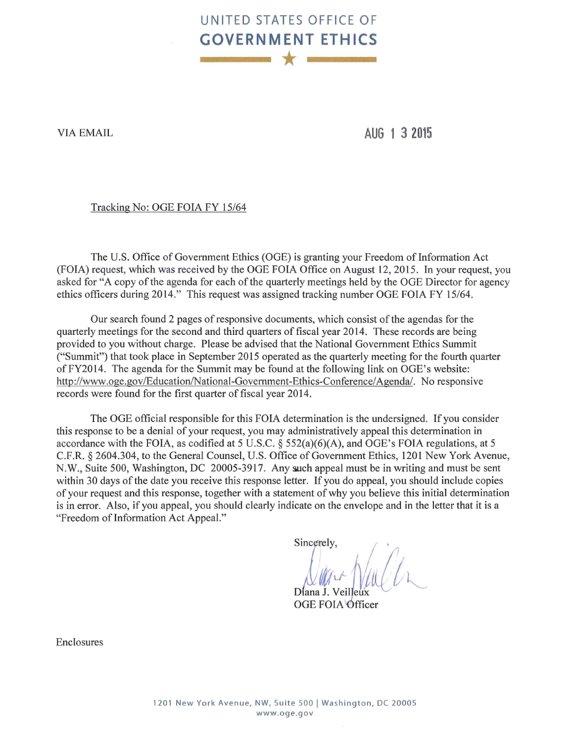# UNITED STATES OFFICE OF GOVERNMENT ETHICS

VIA EMAIL

AUG 1 3 2015

Tracking No: OGE FOIA FY 15/64

The U.S. Office of Government Ethics (OGE) is granting your Freedom of Information Act (FOIA) request, which was received by the OGE FOIA Office on August 12, 2015. In your request, you asked for "A copy of the agenda for each of the quarterly meetings held by the OGE Director for agency ethics officers during 2014." This request was assigned tracking number OGE FOIA FY 15/64.

Our search found 2 pages of responsive documents, which consist of the agendas for the quarterly meetings for the second and third quarters of fiscal year 2014. These records are being provided to you without charge. Please be advised that the National Government Ethics Summit ("Summit") that took place in September 2015 operated as the quarterly meeting for the fourth quarter of FY2014. The agenda for the Summit may be found at the following link on OGE's website: http://www.oge.gov/Education/National-Government-Ethics-Conference/Agenda/. No responsive records were found for the first quarter of fiscal year 2014.

The OGE official responsible for this FOIA determination is the undersigned. If you consider this response to be a denial of your request, you may administratively appeal this determination in accordance with the FOIA, as codified at 5 U.S.C. § 552(a)(6)(A), and OGE's FOIA regulations, at 5 C.F.R. § 2604.304, to the General Counsel, U.S. Office of Government Ethics, 1201 New York Avenue, N.W., Suite 500, Washington, DC 20005-3917. Any such appeal must be in writing and must be sent within 30 days of the date you receive this response letter. If you do appeal, you should include copies of your request and this response, together with a statement of why you believe this initial determination is in error. Also, if you appeal, you should clearly indicate on the envelope and in the letter that it is a "Freedom of Information Act Appeal."

Sincerely,

Diana J. Veilleux
OGE FOIA Officer

Enclosures

1201 New York Avenue, NW, Suite 500 | Washington, DC 20005
www.oge.gov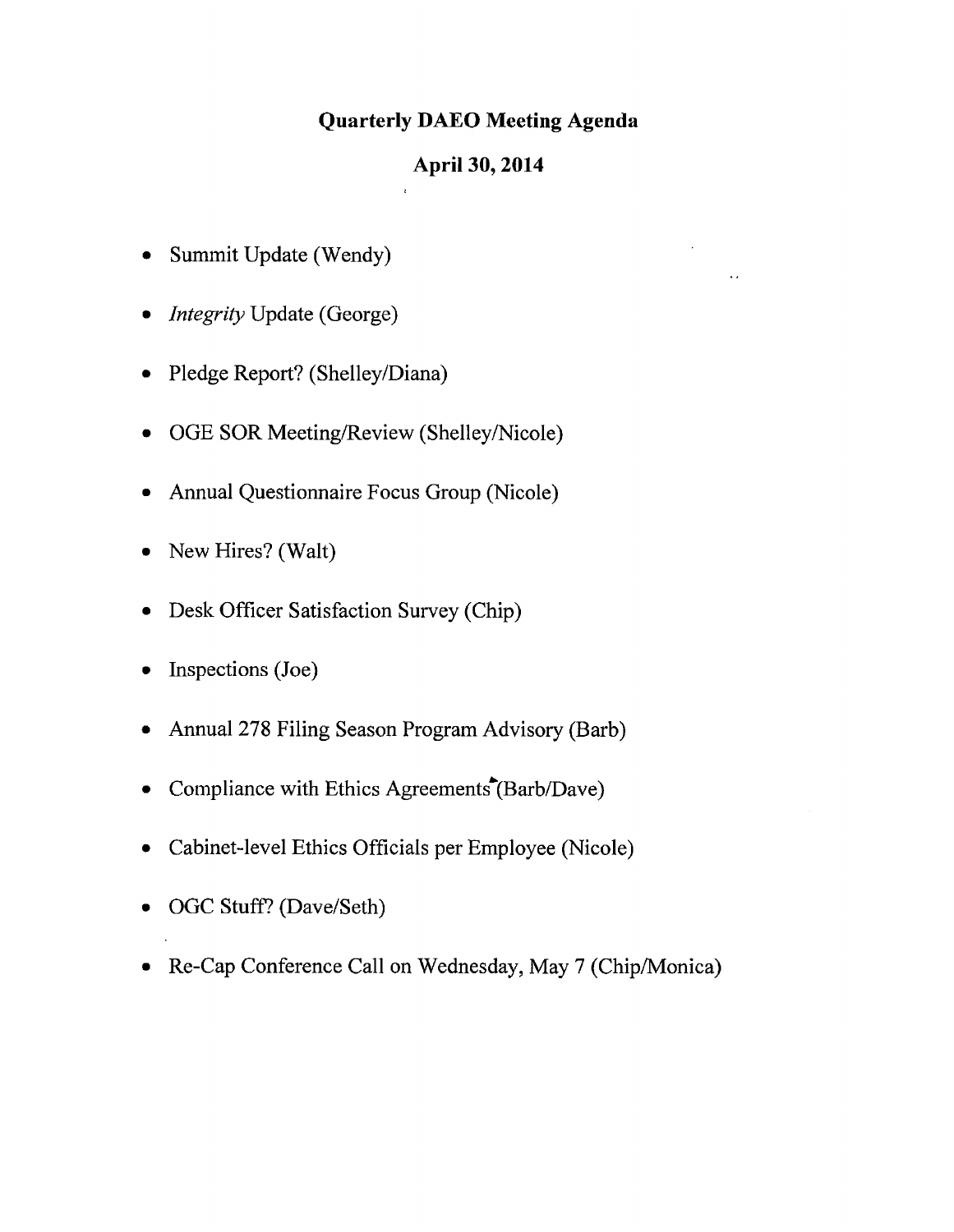**Quarterly DAEO Meeting Agenda**

**April 30, 2014**

- Summit Update (Wendy)
- *Integrity* Update (George)
- Pledge Report? (Shelley/Diana)
- OGE SOR Meeting/Review (Shelley/Nicole)
- Annual Questionnaire Focus Group (Nicole)
- New Hires? (Walt)
- Desk Officer Satisfaction Survey (Chip)
- Inspections (Joe)
- Annual 278 Filing Season Program Advisory (Barb)
- Compliance with Ethics Agreements (Barb/Dave)
- Cabinet-level Ethics Officials per Employee (Nicole)
- OGC Stuff? (Dave/Seth)
- Re-Cap Conference Call on Wednesday, May 7 (Chip/Monica)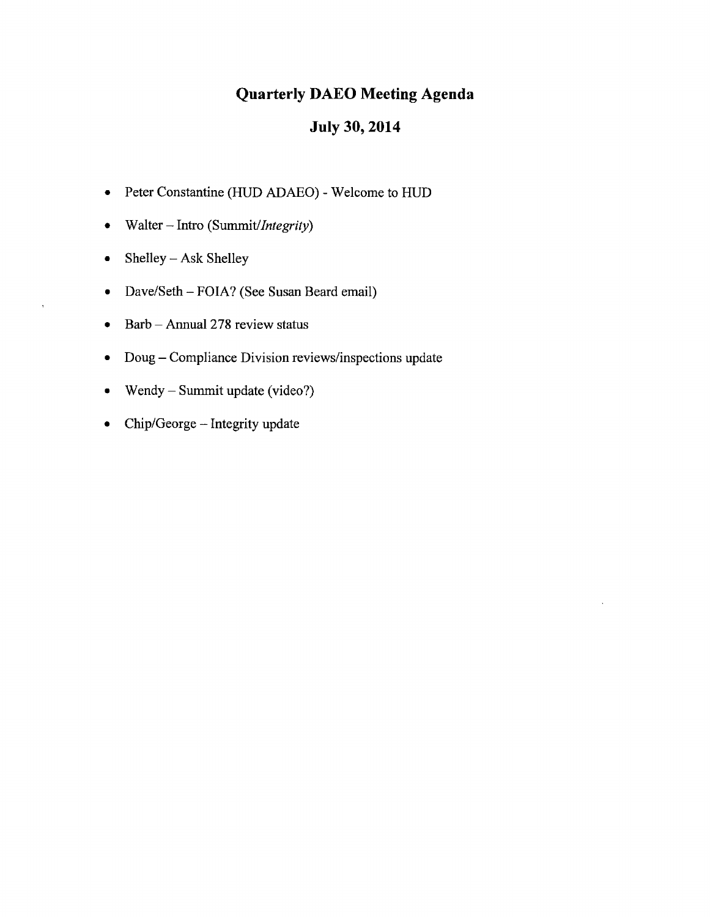# Quarterly DAEO Meeting Agenda

## July 30, 2014

- Peter Constantine (HUD ADAEO) - Welcome to HUD
- Walter – Intro (Summit/*Integrity*)
- Shelley – Ask Shelley
- Dave/Seth – FOIA? (See Susan Beard email)
- Barb – Annual 278 review status
- Doug – Compliance Division reviews/inspections update
- Wendy – Summit update (video?)
- Chip/George – Integrity update